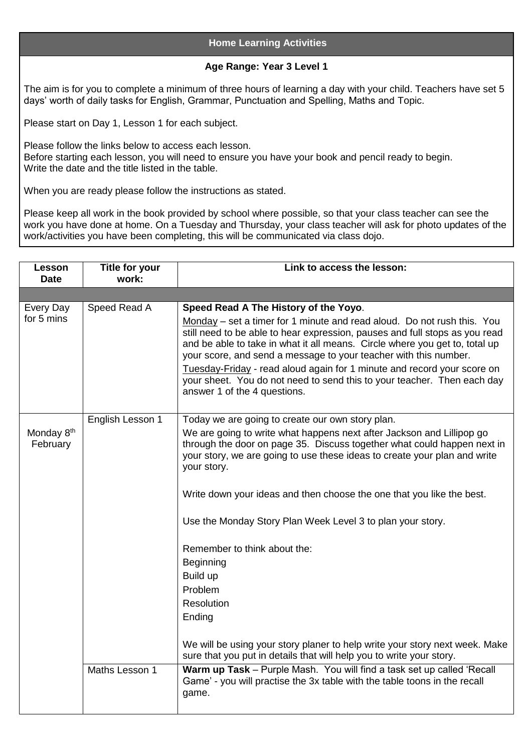## Home Learning Activities

**Age Range: Year 3 Level 1**

The aim is for you to complete a minimum of three hours of learning a day with your child. Teachers have set 5 days' worth of daily tasks for English, Grammar, Punctuation and Spelling, Maths and Topic.

Please start on Day 1, Lesson 1 for each subject.

Please follow the links below to access each lesson.
Before starting each lesson, you will need to ensure you have your book and pencil ready to begin.
Write the date and the title listed in the table.

When you are ready please follow the instructions as stated.

Please keep all work in the book provided by school where possible, so that your class teacher can see the work you have done at home. On a Tuesday and Thursday, your class teacher will ask for photo updates of the work/activities you have been completing, this will be communicated via class dojo.

| Lesson Date | Title for your work: | Link to access the lesson: |
|---|---|---|
| | | |
| Every Day for 5 mins | Speed Read A | **Speed Read A The History of the Yoyo**.<br><br>Monday – set a timer for 1 minute and read aloud. Do not rush this. You still need to be able to hear expression, pauses and full stops as you read and be able to take in what it all means. Circle where you get to, total up your score, and send a message to your teacher with this number.<br><br>Tuesday-Friday - read aloud again for 1 minute and record your score on your sheet. You do not need to send this to your teacher. Then each day answer 1 of the 4 questions. |
| Monday 8th February | English Lesson 1 | Today we are going to create our own story plan.<br><br>We are going to write what happens next after Jackson and Lillipop go through the door on page 35. Discuss together what could happen next in your story, we are going to use these ideas to create your plan and write your story.<br><br>Write down your ideas and then choose the one that you like the best.<br><br>Use the Monday Story Plan Week Level 3 to plan your story.<br><br>Remember to think about the:<br>Beginning<br>Build up<br>Problem<br>Resolution<br>Ending<br><br>We will be using your story planer to help write your story next week. Make sure that you put in details that will help you to write your story. |
| | Maths Lesson 1 | **Warm up Task** – Purple Mash. You will find a task set up called 'Recall Game' - you will practise the 3x table with the table toons in the recall game. |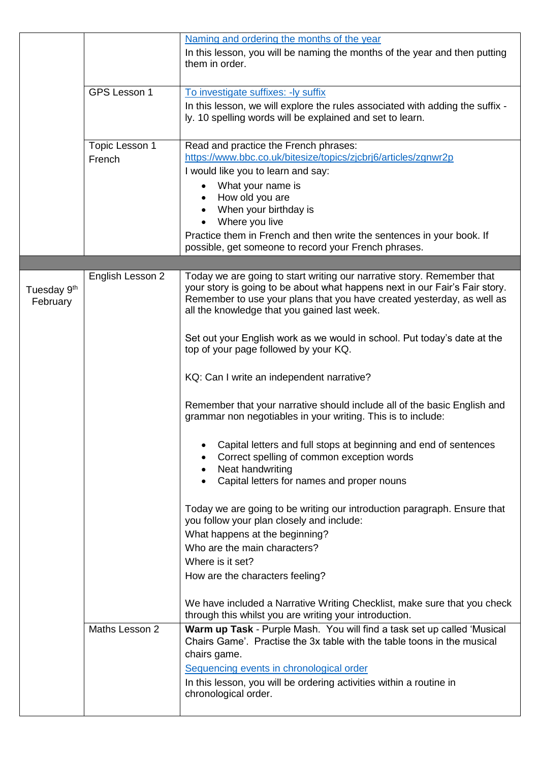| | | |
|---|---|---|
| | | [Naming and ordering the months of the year]<br>In this lesson, you will be naming the months of the year and then putting them in order. |
| | GPS Lesson 1 | [To investigate suffixes: -ly suffix]<br>In this lesson, we will explore the rules associated with adding the suffix -ly. 10 spelling words will be explained and set to learn. |
| | Topic Lesson 1 French | Read and practice the French phrases: https://www.bbc.co.uk/bitesize/topics/zjcbrj6/articles/zgnwr2p<br>I would like you to learn and say:<br>• What your name is<br>• How old you are<br>• When your birthday is<br>• Where you live<br>Practice them in French and then write the sentences in your book. If possible, get someone to record your French phrases. |
| | | |
| Tuesday 9th February | English Lesson 2 | Today we are going to start writing our narrative story. Remember that your story is going to be about what happens next in our Fair's Fair story. Remember to use your plans that you have created yesterday, as well as all the knowledge that you gained last week.<br><br>Set out your English work as we would in school. Put today's date at the top of your page followed by your KQ.<br><br>KQ: Can I write an independent narrative?<br><br>Remember that your narrative should include all of the basic English and grammar non negotiables in your writing. This is to include:<br>• Capital letters and full stops at beginning and end of sentences<br>• Correct spelling of common exception words<br>• Neat handwriting<br>• Capital letters for names and proper nouns<br><br>Today we are going to be writing our introduction paragraph. Ensure that you follow your plan closely and include:<br>What happens at the beginning?<br>Who are the main characters?<br>Where is it set?<br>How are the characters feeling?<br><br>We have included a Narrative Writing Checklist, make sure that you check through this whilst you are writing your introduction. |
| | Maths Lesson 2 | **Warm up Task** - Purple Mash. You will find a task set up called 'Musical Chairs Game'. Practise the 3x table with the table toons in the musical chairs game.<br>[Sequencing events in chronological order]<br>In this lesson, you will be ordering activities within a routine in chronological order. |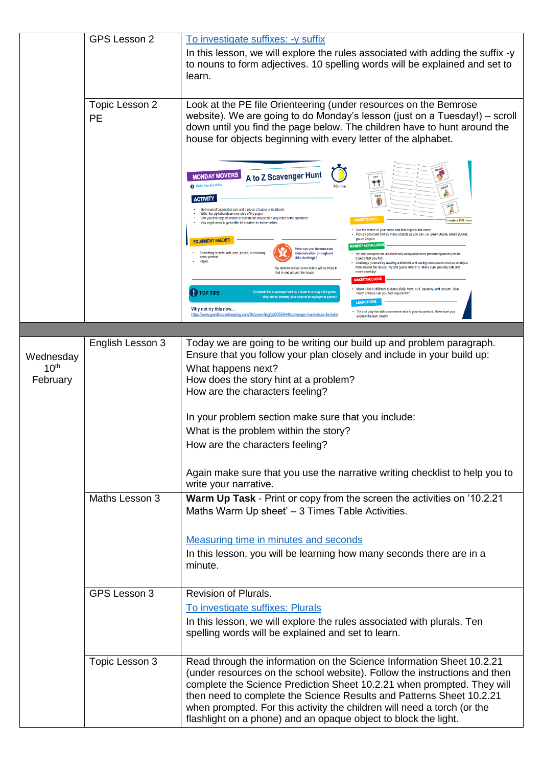| | | |
|---|---|---|
| | GPS Lesson 2 | To investigate suffixes: -y suffix<br>In this lesson, we will explore the rules associated with adding the suffix -y to nouns to form adjectives. 10 spelling words will be explained and set to learn. |
| | Topic Lesson 2<br>PE | Look at the PE file Orienteering (under resources on the Bemrose website). We are going to do Monday's lesson (just on a Tuesday!) – scroll down until you find the page below. The children have to hunt around the house for objects beginning with every letter of the alphabet. |
| | | |
| Wednesday 10th February | English Lesson 3 | Today we are going to be writing our build up and problem paragraph. Ensure that you follow your plan closely and include in your build up:<br>What happens next?<br>How does the story hint at a problem?<br>How are the characters feeling?<br><br>In your problem section make sure that you include:<br>What is the problem within the story?<br>How are the characters feeling?<br><br>Again make sure that you use the narrative writing checklist to help you to write your narrative. |
| | Maths Lesson 3 | **Warm Up Task** - Print or copy from the screen the activities on '10.2.21 Maths Warm Up sheet' – 3 Times Table Activities.<br><br>Measuring time in minutes and seconds<br>In this lesson, you will be learning how many seconds there are in a minute. |
| | GPS Lesson 3 | Revision of Plurals.<br>To investigate suffixes: Plurals<br>In this lesson, we will explore the rules associated with plurals. Ten spelling words will be explained and set to learn. |
| | Topic Lesson 3 | Read through the information on the Science Information Sheet 10.2.21 (under resources on the school website). Follow the instructions and then complete the Science Prediction Sheet 10.2.21 when prompted. They will then need to complete the Science Results and Patterns Sheet 10.2.21 when prompted. For this activity the children will need a torch (or the flashlight on a phone) and an opaque object to block the light. |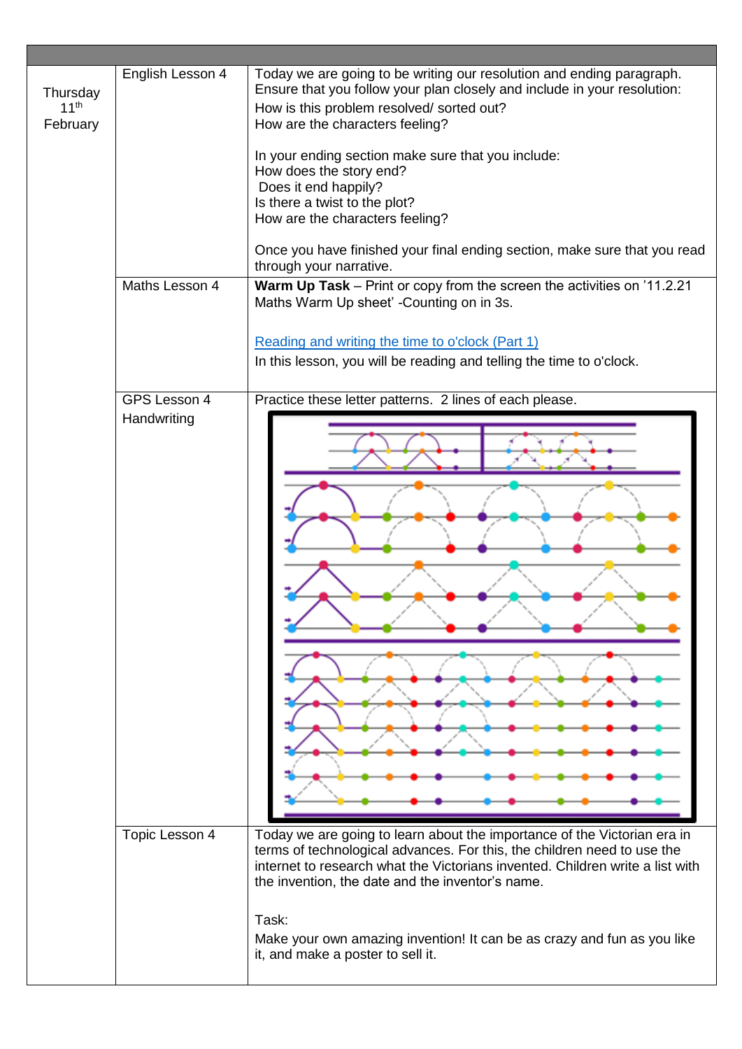| | | |
|---|---|---|
| Thursday 11th February | English Lesson 4 | Today we are going to be writing our resolution and ending paragraph. Ensure that you follow your plan closely and include in your resolution:<br>How is this problem resolved/ sorted out?<br>How are the characters feeling?<br><br>In your ending section make sure that you include:<br>How does the story end?<br>Does it end happily?<br>Is there a twist to the plot?<br>How are the characters feeling?<br><br>Once you have finished your final ending section, make sure that you read through your narrative. |
| | Maths Lesson 4 | **Warm Up Task** – Print or copy from the screen the activities on '11.2.21 Maths Warm Up sheet' -Counting on in 3s.<br><br>Reading and writing the time to o'clock (Part 1)<br>In this lesson, you will be reading and telling the time to o'clock. |
| | GPS Lesson 4<br>Handwriting | Practice these letter patterns. 2 lines of each please. |
| | Topic Lesson 4 | Today we are going to learn about the importance of the Victorian era in terms of technological advances. For this, the children need to use the internet to research what the Victorians invented. Children write a list with the invention, the date and the inventor's name.<br><br>Task:<br>Make your own amazing invention! It can be as crazy and fun as you like it, and make a poster to sell it. |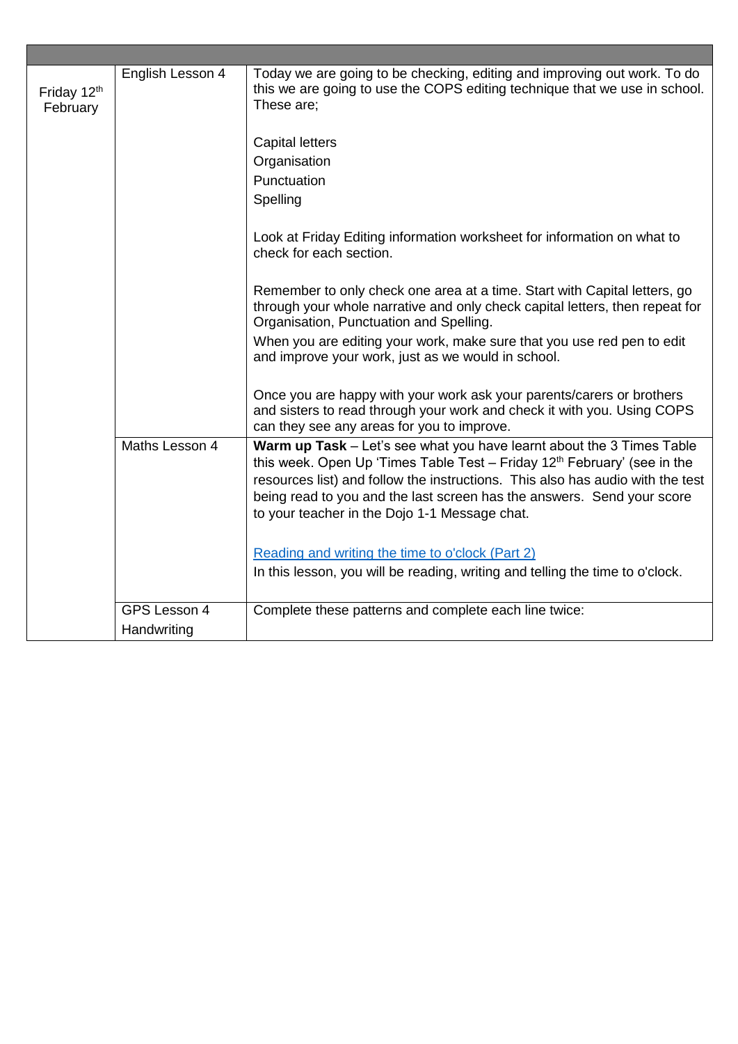| | | |
|---|---|---|
| Friday 12th February | English Lesson 4 | Today we are going to be checking, editing and improving out work. To do this we are going to use the COPS editing technique that we use in school. These are;<br><br>Capital letters<br>Organisation<br>Punctuation<br>Spelling<br><br>Look at Friday Editing information worksheet for information on what to check for each section.<br><br>Remember to only check one area at a time. Start with Capital letters, go through your whole narrative and only check capital letters, then repeat for Organisation, Punctuation and Spelling.<br>When you are editing your work, make sure that you use red pen to edit and improve your work, just as we would in school.<br><br>Once you are happy with your work ask your parents/carers or brothers and sisters to read through your work and check it with you. Using COPS can they see any areas for you to improve. |
| | Maths Lesson 4 | **Warm up Task** – Let's see what you have learnt about the 3 Times Table this week. Open Up 'Times Table Test – Friday 12th February' (see in the resources list) and follow the instructions. This also has audio with the test being read to you and the last screen has the answers. Send your score to your teacher in the Dojo 1-1 Message chat.<br><br>Reading and writing the time to o'clock (Part 2)<br>In this lesson, you will be reading, writing and telling the time to o'clock. |
| | GPS Lesson 4<br>Handwriting | Complete these patterns and complete each line twice: |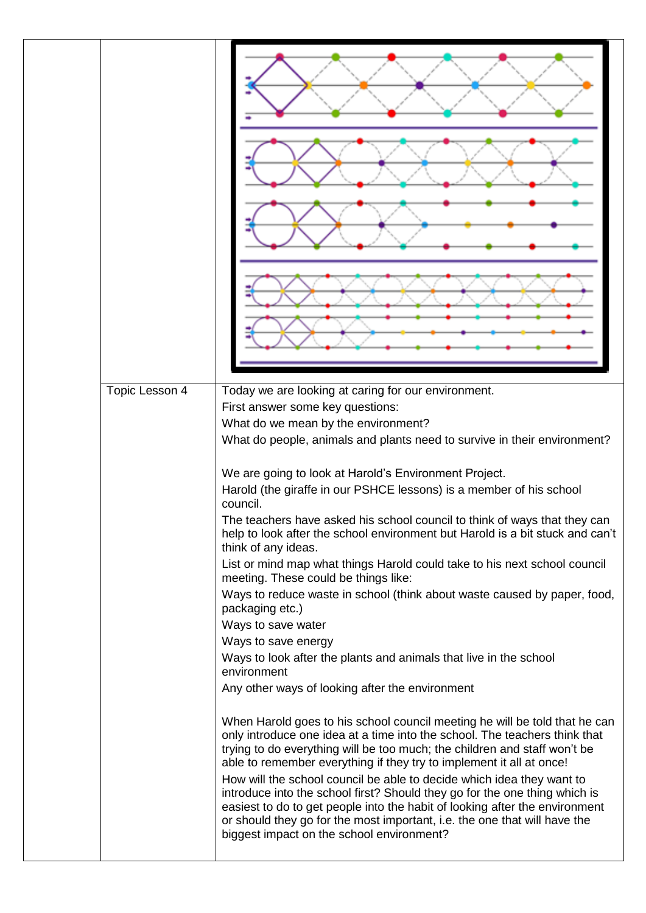| | | |
|---|---|---|
| | | |
| | Topic Lesson 4 | Today we are looking at caring for our environment.<br>First answer some key questions:<br>What do we mean by the environment?<br>What do people, animals and plants need to survive in their environment?<br><br>We are going to look at Harold's Environment Project.<br>Harold (the giraffe in our PSHCE lessons) is a member of his school council.<br>The teachers have asked his school council to think of ways that they can help to look after the school environment but Harold is a bit stuck and can't think of any ideas.<br>List or mind map what things Harold could take to his next school council meeting. These could be things like:<br>Ways to reduce waste in school (think about waste caused by paper, food, packaging etc.)<br>Ways to save water<br>Ways to save energy<br>Ways to look after the plants and animals that live in the school environment<br>Any other ways of looking after the environment<br><br>When Harold goes to his school council meeting he will be told that he can only introduce one idea at a time into the school. The teachers think that trying to do everything will be too much; the children and staff won't be able to remember everything if they try to implement it all at once!<br>How will the school council be able to decide which idea they want to introduce into the school first? Should they go for the one thing which is easiest to do to get people into the habit of looking after the environment or should they go for the most important, i.e. the one that will have the biggest impact on the school environment? |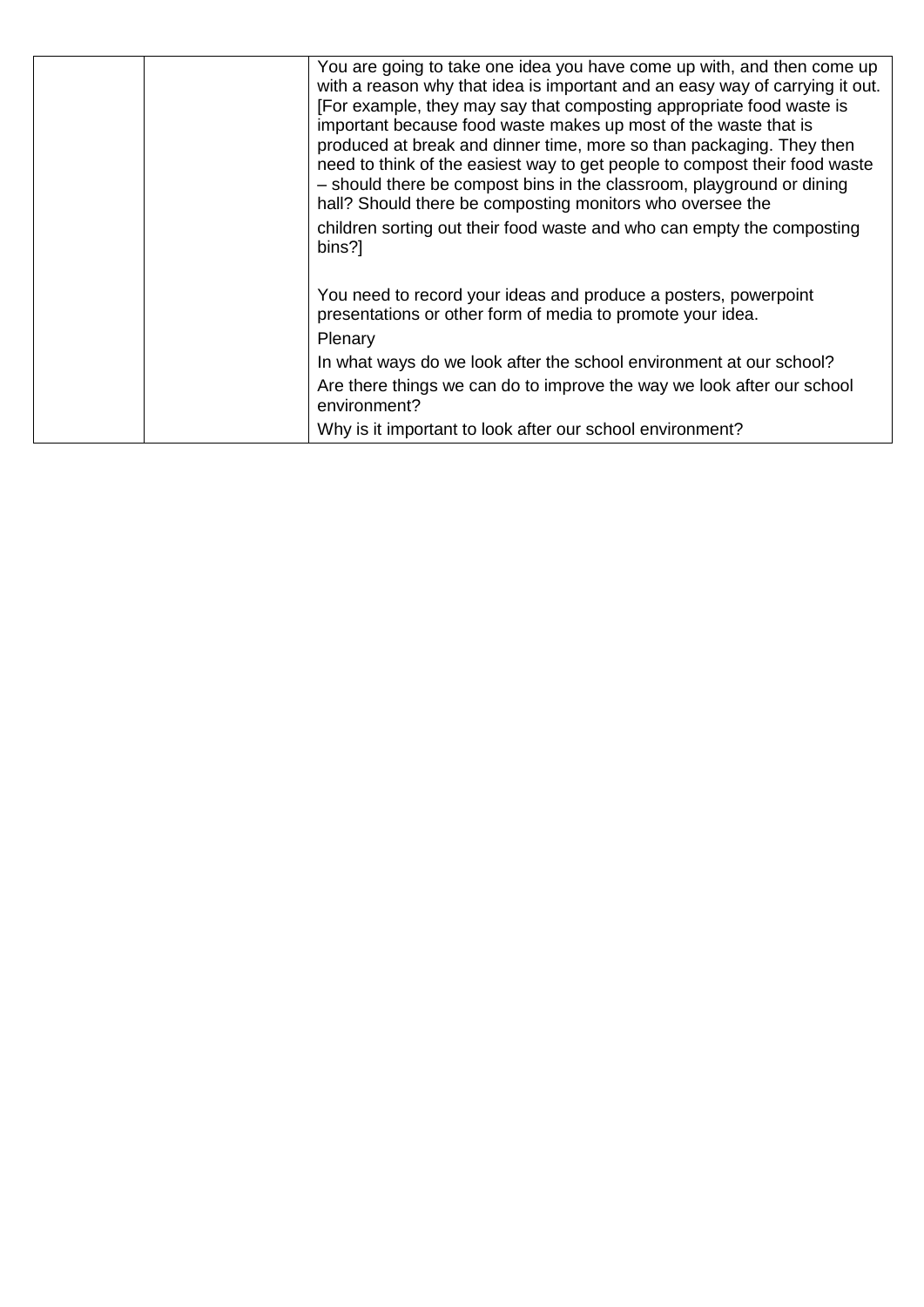| | | |
|---|---|---|
| | | You are going to take one idea you have come up with, and then come up with a reason why that idea is important and an easy way of carrying it out. [For example, they may say that composting appropriate food waste is important because food waste makes up most of the waste that is produced at break and dinner time, more so than packaging. They then need to think of the easiest way to get people to compost their food waste – should there be compost bins in the classroom, playground or dining hall? Should there be composting monitors who oversee the children sorting out their food waste and who can empty the composting bins?]<br><br>You need to record your ideas and produce a posters, powerpoint presentations or other form of media to promote your idea.<br><br>Plenary<br><br>In what ways do we look after the school environment at our school?<br><br>Are there things we can do to improve the way we look after our school environment?<br><br>Why is it important to look after our school environment? |